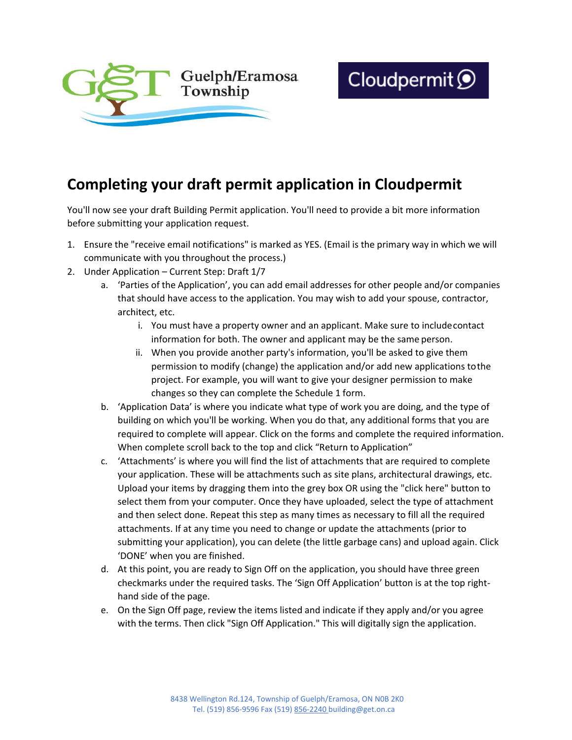Guelph/Eramosa Township

Cloudpermit

# Completing your draft permit application in Cloudpermit

You'll now see your draft Building Permit application. You'll need to provide a bit more information before submitting your application request.

1. Ensure the "receive email notifications" is marked as YES. (Email is the primary way in which we will communicate with you throughout the process.)
2. Under Application – Current Step: Draft 1/7
   a. 'Parties of the Application', you can add email addresses for other people and/or companies that should have access to the application. You may wish to add your spouse, contractor, architect, etc.
      i. You must have a property owner and an applicant. Make sure to include contact information for both. The owner and applicant may be the same person.
      ii. When you provide another party's information, you'll be asked to give them permission to modify (change) the application and/or add new applications to the project. For example, you will want to give your designer permission to make changes so they can complete the Schedule 1 form.
   b. 'Application Data' is where you indicate what type of work you are doing, and the type of building on which you'll be working. When you do that, any additional forms that you are required to complete will appear. Click on the forms and complete the required information. When complete scroll back to the top and click "Return to Application"
   c. 'Attachments' is where you will find the list of attachments that are required to complete your application. These will be attachments such as site plans, architectural drawings, etc. Upload your items by dragging them into the grey box OR using the "click here" button to select them from your computer. Once they have uploaded, select the type of attachment and then select done. Repeat this step as many times as necessary to fill all the required attachments. If at any time you need to change or update the attachments (prior to submitting your application), you can delete (the little garbage cans) and upload again. Click 'DONE' when you are finished.
   d. At this point, you are ready to Sign Off on the application, you should have three green checkmarks under the required tasks. The 'Sign Off Application' button is at the top right-hand side of the page.
   e. On the Sign Off page, review the items listed and indicate if they apply and/or you agree with the terms. Then click "Sign Off Application." This will digitally sign the application.

8438 Wellington Rd.124, Township of Guelph/Eramosa, ON N0B 2K0
Tel. (519) 856-9596 Fax (519) 856-2240 building@get.on.ca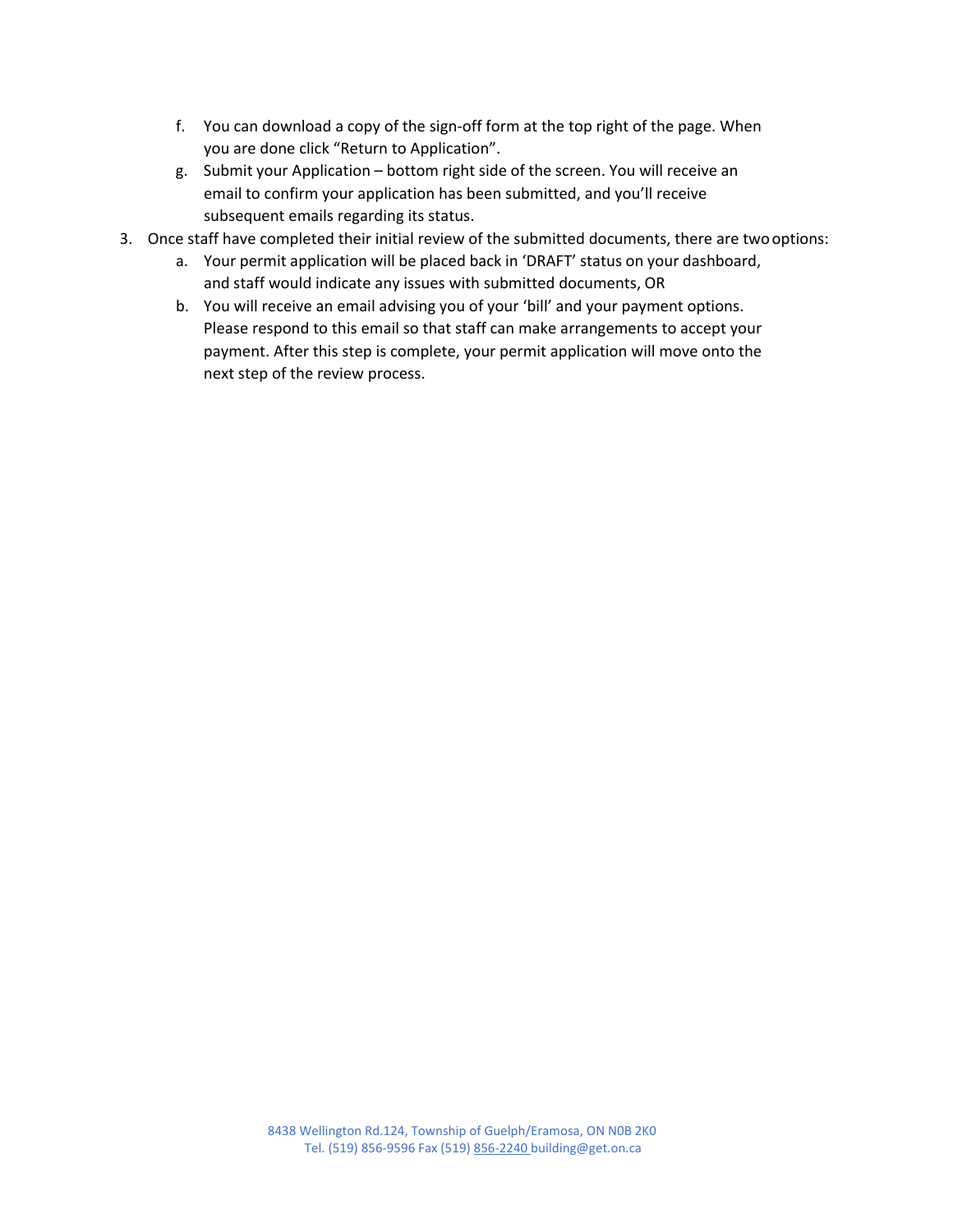f. You can download a copy of the sign-off form at the top right of the page. When you are done click "Return to Application".

   g. Submit your Application – bottom right side of the screen. You will receive an email to confirm your application has been submitted, and you'll receive subsequent emails regarding its status.

3. Once staff have completed their initial review of the submitted documents, there are two options:

   a. Your permit application will be placed back in 'DRAFT' status on your dashboard, and staff would indicate any issues with submitted documents, OR

   b. You will receive an email advising you of your 'bill' and your payment options. Please respond to this email so that staff can make arrangements to accept your payment. After this step is complete, your permit application will move onto the next step of the review process.